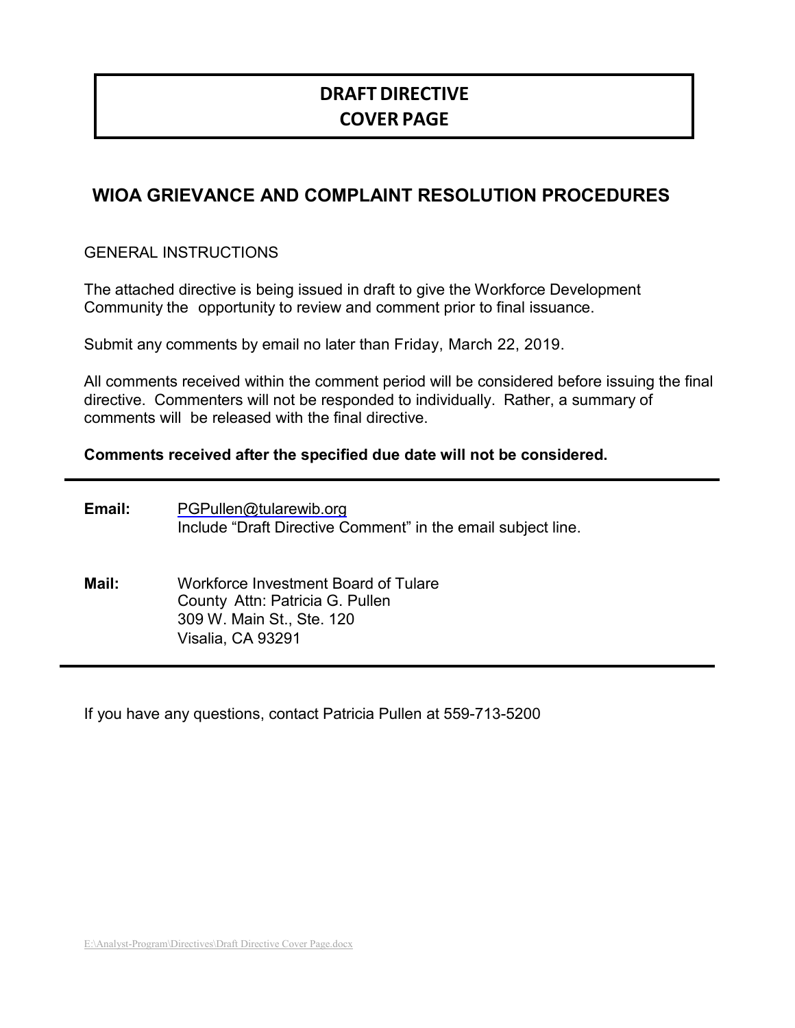# DRAFT DIRECTIVE
# COVER PAGE

## WIOA GRIEVANCE AND COMPLAINT RESOLUTION PROCEDURES

GENERAL INSTRUCTIONS

The attached directive is being issued in draft to give the Workforce Development Community the opportunity to review and comment prior to final issuance.

Submit any comments by email no later than Friday, March 22, 2019.

All comments received within the comment period will be considered before issuing the final directive. Commenters will not be responded to individually. Rather, a summary of comments will be released with the final directive.

**Comments received after the specified due date will not be considered.**

---

**Email:** PGPullen@tularewib.org
Include "Draft Directive Comment" in the email subject line.

**Mail:** Workforce Investment Board of Tulare County Attn: Patricia G. Pullen
309 W. Main St., Ste. 120
Visalia, CA 93291

---

If you have any questions, contact Patricia Pullen at 559-713-5200

E:\Analyst-Program\Directives\Draft Directive Cover Page.docx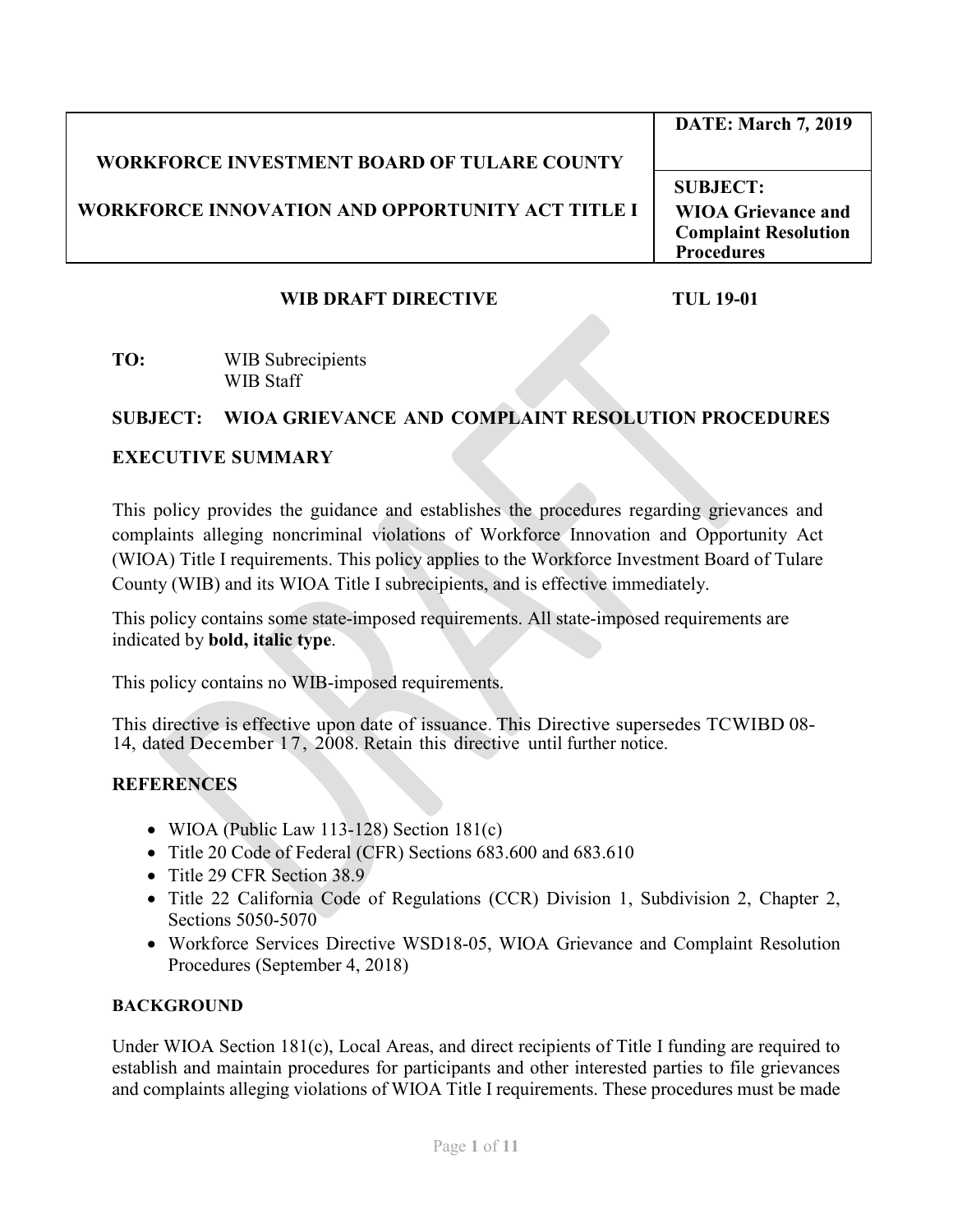| WORKFORCE INVESTMENT BOARD OF TULARE COUNTY<br><br>WORKFORCE INNOVATION AND OPPORTUNITY ACT TITLE I | **DATE: March 7, 2019** |
| --- | --- |
| | **SUBJECT:**<br>**WIOA Grievance and Complaint Resolution Procedures** |

**WIB DRAFT DIRECTIVE** **TUL 19-01**

**TO:** WIB Subrecipients
WIB Staff

**SUBJECT: WIOA GRIEVANCE AND COMPLAINT RESOLUTION PROCEDURES**

## EXECUTIVE SUMMARY

This policy provides the guidance and establishes the procedures regarding grievances and complaints alleging noncriminal violations of Workforce Innovation and Opportunity Act (WIOA) Title I requirements. This policy applies to the Workforce Investment Board of Tulare County (WIB) and its WIOA Title I subrecipients, and is effective immediately.

This policy contains some state-imposed requirements. All state-imposed requirements are indicated by ***bold, italic type***.

This policy contains no WIB-imposed requirements.

This directive is effective upon date of issuance. This Directive supersedes TCWIBD 08-14, dated December 17, 2008. Retain this directive until further notice.

## REFERENCES

- WIOA (Public Law 113-128) Section 181(c)
- Title 20 Code of Federal (CFR) Sections 683.600 and 683.610
- Title 29 CFR Section 38.9
- Title 22 California Code of Regulations (CCR) Division 1, Subdivision 2, Chapter 2, Sections 5050-5070
- Workforce Services Directive WSD18-05, WIOA Grievance and Complaint Resolution Procedures (September 4, 2018)

## BACKGROUND

Under WIOA Section 181(c), Local Areas, and direct recipients of Title I funding are required to establish and maintain procedures for participants and other interested parties to file grievances and complaints alleging violations of WIOA Title I requirements. These procedures must be made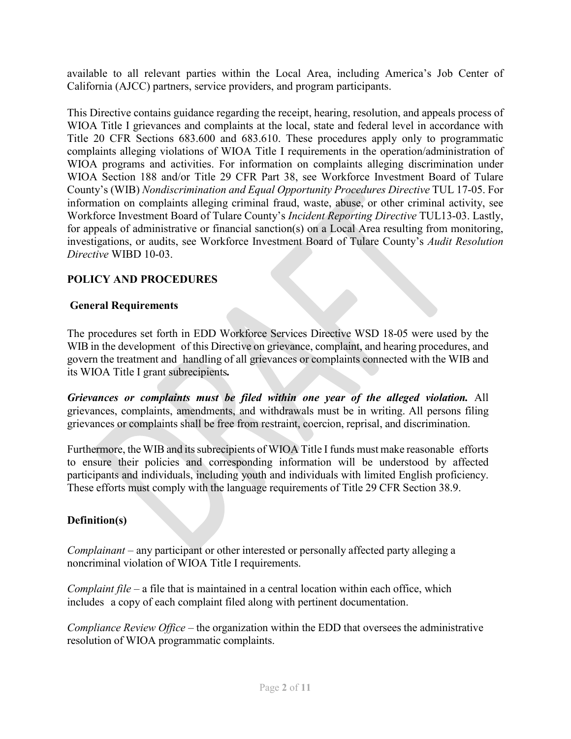available to all relevant parties within the Local Area, including America's Job Center of California (AJCC) partners, service providers, and program participants.

This Directive contains guidance regarding the receipt, hearing, resolution, and appeals process of WIOA Title I grievances and complaints at the local, state and federal level in accordance with Title 20 CFR Sections 683.600 and 683.610. These procedures apply only to programmatic complaints alleging violations of WIOA Title I requirements in the operation/administration of WIOA programs and activities. For information on complaints alleging discrimination under WIOA Section 188 and/or Title 29 CFR Part 38, see Workforce Investment Board of Tulare County's (WIB) *Nondiscrimination and Equal Opportunity Procedures Directive* TUL 17-05. For information on complaints alleging criminal fraud, waste, abuse, or other criminal activity, see Workforce Investment Board of Tulare County's *Incident Reporting Directive* TUL13-03. Lastly, for appeals of administrative or financial sanction(s) on a Local Area resulting from monitoring, investigations, or audits, see Workforce Investment Board of Tulare County's *Audit Resolution Directive* WIBD 10-03.

## POLICY AND PROCEDURES

### General Requirements

The procedures set forth in EDD Workforce Services Directive WSD 18-05 were used by the WIB in the development of this Directive on grievance, complaint, and hearing procedures, and govern the treatment and handling of all grievances or complaints connected with the WIB and its WIOA Title I grant subrecipients**.**

***Grievances or complaints must be filed within one year of the alleged violation.*** All grievances, complaints, amendments, and withdrawals must be in writing. All persons filing grievances or complaints shall be free from restraint, coercion, reprisal, and discrimination.

Furthermore, the WIB and its subrecipients of WIOA Title I funds must make reasonable efforts to ensure their policies and corresponding information will be understood by affected participants and individuals, including youth and individuals with limited English proficiency. These efforts must comply with the language requirements of Title 29 CFR Section 38.9.

### Definition(s)

*Complainant* – any participant or other interested or personally affected party alleging a noncriminal violation of WIOA Title I requirements.

*Complaint file* – a file that is maintained in a central location within each office, which includes a copy of each complaint filed along with pertinent documentation.

*Compliance Review Office* – the organization within the EDD that oversees the administrative resolution of WIOA programmatic complaints.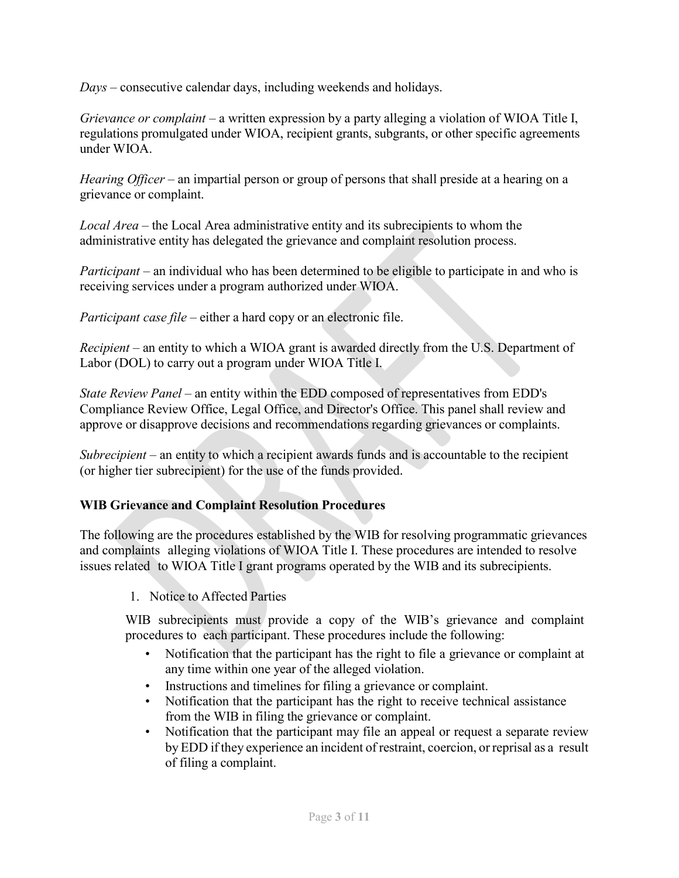*Days* – consecutive calendar days, including weekends and holidays.

*Grievance or complaint* – a written expression by a party alleging a violation of WIOA Title I, regulations promulgated under WIOA, recipient grants, subgrants, or other specific agreements under WIOA.

*Hearing Officer* – an impartial person or group of persons that shall preside at a hearing on a grievance or complaint.

*Local Area* – the Local Area administrative entity and its subrecipients to whom the administrative entity has delegated the grievance and complaint resolution process.

*Participant* – an individual who has been determined to be eligible to participate in and who is receiving services under a program authorized under WIOA.

*Participant case file* – either a hard copy or an electronic file.

*Recipient* – an entity to which a WIOA grant is awarded directly from the U.S. Department of Labor (DOL) to carry out a program under WIOA Title I.

*State Review Panel* – an entity within the EDD composed of representatives from EDD's Compliance Review Office, Legal Office, and Director's Office. This panel shall review and approve or disapprove decisions and recommendations regarding grievances or complaints.

*Subrecipient* – an entity to which a recipient awards funds and is accountable to the recipient (or higher tier subrecipient) for the use of the funds provided.

**WIB Grievance and Complaint Resolution Procedures**

The following are the procedures established by the WIB for resolving programmatic grievances and complaints alleging violations of WIOA Title I. These procedures are intended to resolve issues related to WIOA Title I grant programs operated by the WIB and its subrecipients.

1. Notice to Affected Parties

   WIB subrecipients must provide a copy of the WIB's grievance and complaint procedures to each participant. These procedures include the following:

   - Notification that the participant has the right to file a grievance or complaint at any time within one year of the alleged violation.
   - Instructions and timelines for filing a grievance or complaint.
   - Notification that the participant has the right to receive technical assistance from the WIB in filing the grievance or complaint.
   - Notification that the participant may file an appeal or request a separate review by EDD if they experience an incident of restraint, coercion, or reprisal as a result of filing a complaint.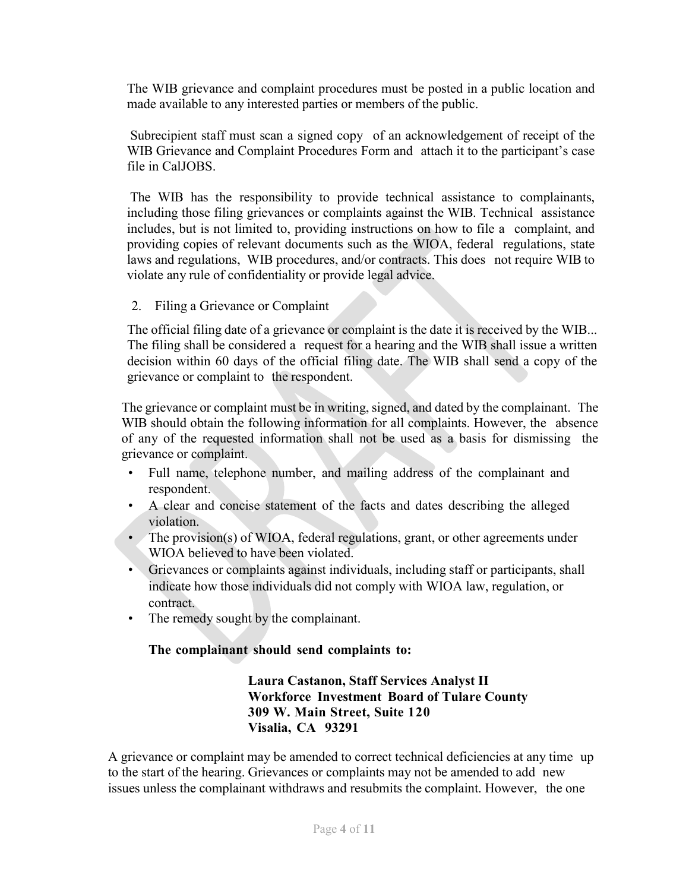The WIB grievance and complaint procedures must be posted in a public location and made available to any interested parties or members of the public.

Subrecipient staff must scan a signed copy of an acknowledgement of receipt of the WIB Grievance and Complaint Procedures Form and attach it to the participant's case file in CalJOBS.

The WIB has the responsibility to provide technical assistance to complainants, including those filing grievances or complaints against the WIB. Technical assistance includes, but is not limited to, providing instructions on how to file a complaint, and providing copies of relevant documents such as the WIOA, federal regulations, state laws and regulations, WIB procedures, and/or contracts. This does not require WIB to violate any rule of confidentiality or provide legal advice.

2. Filing a Grievance or Complaint

The official filing date of a grievance or complaint is the date it is received by the WIB... The filing shall be considered a request for a hearing and the WIB shall issue a written decision within 60 days of the official filing date. The WIB shall send a copy of the grievance or complaint to the respondent.

The grievance or complaint must be in writing, signed, and dated by the complainant. The WIB should obtain the following information for all complaints. However, the absence of any of the requested information shall not be used as a basis for dismissing the grievance or complaint.

- Full name, telephone number, and mailing address of the complainant and respondent.
- A clear and concise statement of the facts and dates describing the alleged violation.
- The provision(s) of WIOA, federal regulations, grant, or other agreements under WIOA believed to have been violated.
- Grievances or complaints against individuals, including staff or participants, shall indicate how those individuals did not comply with WIOA law, regulation, or contract.
- The remedy sought by the complainant.

**The complainant should send complaints to:**

**Laura Castanon, Staff Services Analyst II**
**Workforce Investment Board of Tulare County**
**309 W. Main Street, Suite 120**
**Visalia, CA 93291**

A grievance or complaint may be amended to correct technical deficiencies at any time up to the start of the hearing. Grievances or complaints may not be amended to add new issues unless the complainant withdraws and resubmits the complaint. However, the one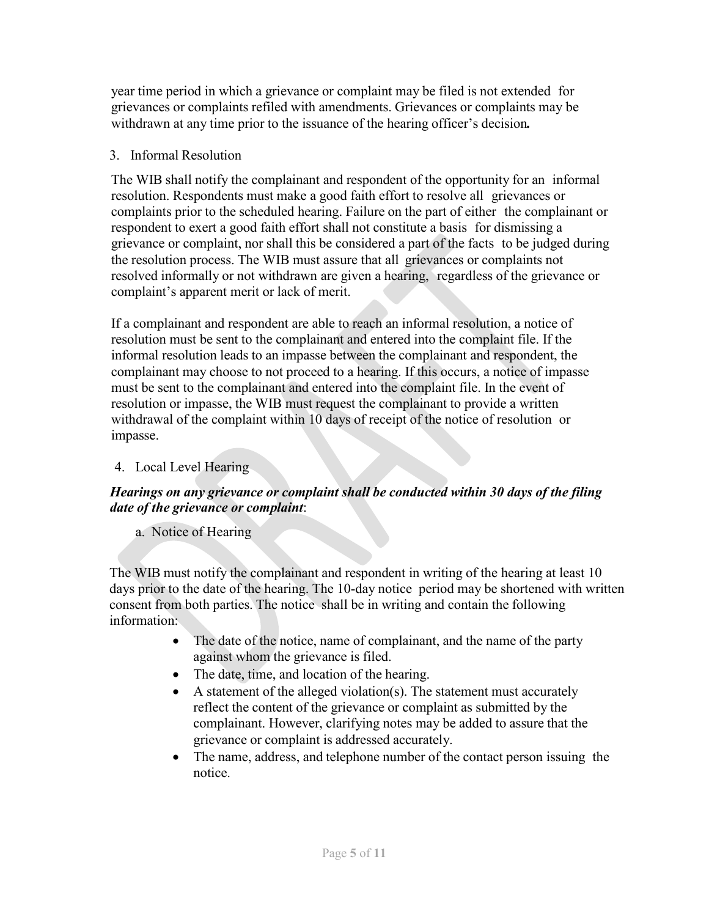year time period in which a grievance or complaint may be filed is not extended for grievances or complaints refiled with amendments. Grievances or complaints may be withdrawn at any time prior to the issuance of the hearing officer's decision**.**

3. Informal Resolution

The WIB shall notify the complainant and respondent of the opportunity for an informal resolution. Respondents must make a good faith effort to resolve all grievances or complaints prior to the scheduled hearing. Failure on the part of either the complainant or respondent to exert a good faith effort shall not constitute a basis for dismissing a grievance or complaint, nor shall this be considered a part of the facts to be judged during the resolution process. The WIB must assure that all grievances or complaints not resolved informally or not withdrawn are given a hearing, regardless of the grievance or complaint's apparent merit or lack of merit.

If a complainant and respondent are able to reach an informal resolution, a notice of resolution must be sent to the complainant and entered into the complaint file. If the informal resolution leads to an impasse between the complainant and respondent, the complainant may choose to not proceed to a hearing. If this occurs, a notice of impasse must be sent to the complainant and entered into the complaint file. In the event of resolution or impasse, the WIB must request the complainant to provide a written withdrawal of the complaint within 10 days of receipt of the notice of resolution or impasse.

4. Local Level Hearing

***Hearings on any grievance or complaint shall be conducted within 30 days of the filing date of the grievance or complaint***:

a. Notice of Hearing

The WIB must notify the complainant and respondent in writing of the hearing at least 10 days prior to the date of the hearing. The 10-day notice period may be shortened with written consent from both parties. The notice shall be in writing and contain the following information:

- The date of the notice, name of complainant, and the name of the party against whom the grievance is filed.
- The date, time, and location of the hearing.
- A statement of the alleged violation(s). The statement must accurately reflect the content of the grievance or complaint as submitted by the complainant. However, clarifying notes may be added to assure that the grievance or complaint is addressed accurately.
- The name, address, and telephone number of the contact person issuing the notice.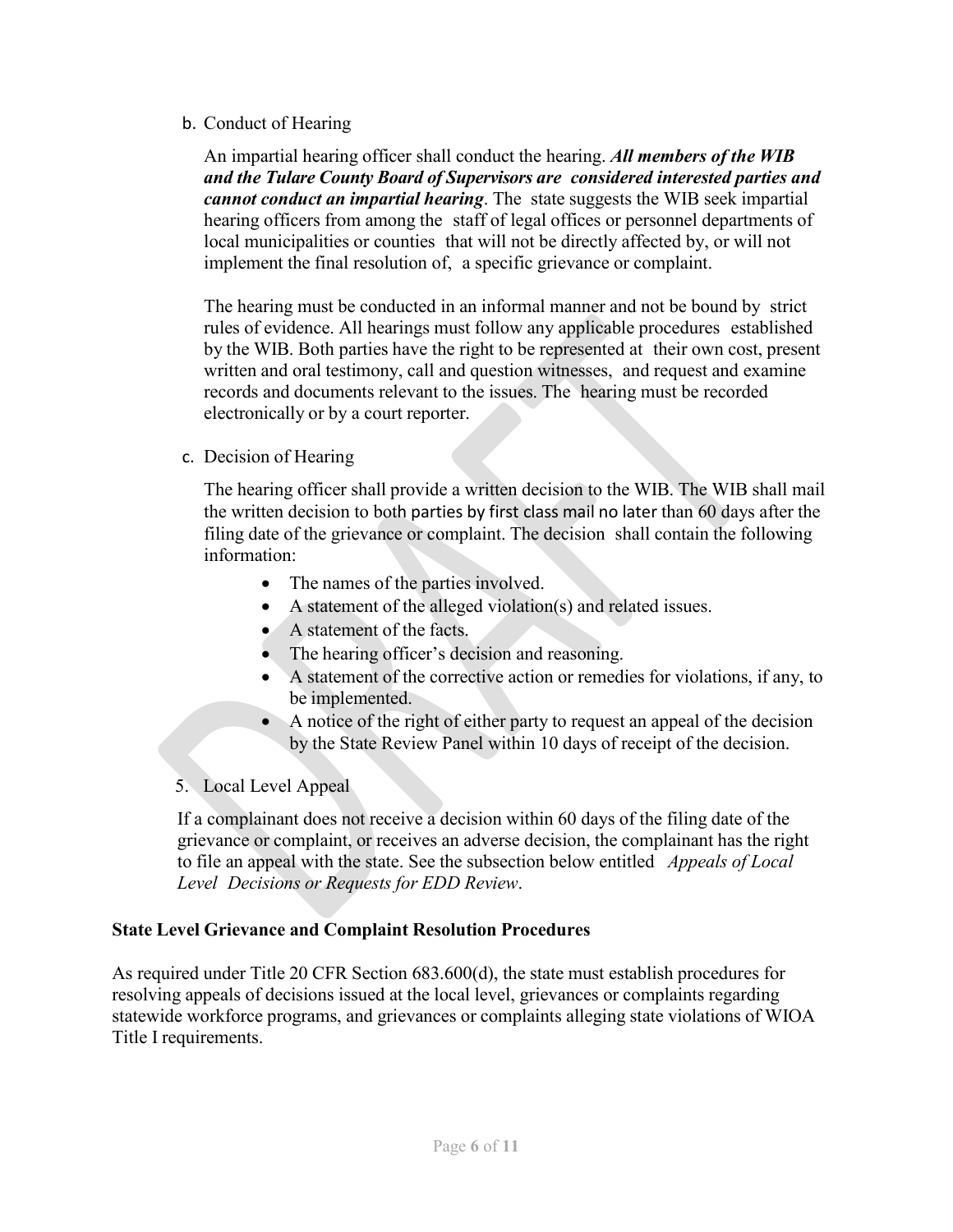b. Conduct of Hearing

An impartial hearing officer shall conduct the hearing. ***All members of the WIB and the Tulare County Board of Supervisors are considered interested parties and cannot conduct an impartial hearing***. The state suggests the WIB seek impartial hearing officers from among the staff of legal offices or personnel departments of local municipalities or counties that will not be directly affected by, or will not implement the final resolution of, a specific grievance or complaint.

The hearing must be conducted in an informal manner and not be bound by strict rules of evidence. All hearings must follow any applicable procedures established by the WIB. Both parties have the right to be represented at their own cost, present written and oral testimony, call and question witnesses, and request and examine records and documents relevant to the issues. The hearing must be recorded electronically or by a court reporter.

c. Decision of Hearing

The hearing officer shall provide a written decision to the WIB. The WIB shall mail the written decision to both parties by first class mail no later than 60 days after the filing date of the grievance or complaint. The decision shall contain the following information:

- The names of the parties involved.
- A statement of the alleged violation(s) and related issues.
- A statement of the facts.
- The hearing officer's decision and reasoning.
- A statement of the corrective action or remedies for violations, if any, to be implemented.
- A notice of the right of either party to request an appeal of the decision by the State Review Panel within 10 days of receipt of the decision.

5. Local Level Appeal

If a complainant does not receive a decision within 60 days of the filing date of the grievance or complaint, or receives an adverse decision, the complainant has the right to file an appeal with the state. See the subsection below entitled *Appeals of Local Level Decisions or Requests for EDD Review*.

**State Level Grievance and Complaint Resolution Procedures**

As required under Title 20 CFR Section 683.600(d), the state must establish procedures for resolving appeals of decisions issued at the local level, grievances or complaints regarding statewide workforce programs, and grievances or complaints alleging state violations of WIOA Title I requirements.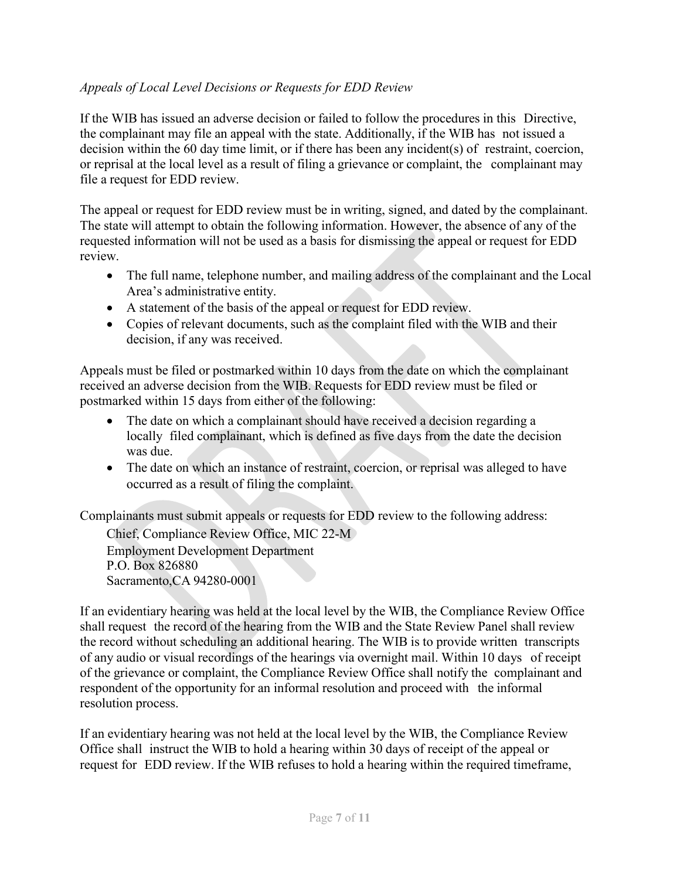*Appeals of Local Level Decisions or Requests for EDD Review*

If the WIB has issued an adverse decision or failed to follow the procedures in this Directive, the complainant may file an appeal with the state. Additionally, if the WIB has not issued a decision within the 60 day time limit, or if there has been any incident(s) of restraint, coercion, or reprisal at the local level as a result of filing a grievance or complaint, the complainant may file a request for EDD review.

The appeal or request for EDD review must be in writing, signed, and dated by the complainant. The state will attempt to obtain the following information. However, the absence of any of the requested information will not be used as a basis for dismissing the appeal or request for EDD review.

- The full name, telephone number, and mailing address of the complainant and the Local Area's administrative entity.
- A statement of the basis of the appeal or request for EDD review.
- Copies of relevant documents, such as the complaint filed with the WIB and their decision, if any was received.

Appeals must be filed or postmarked within 10 days from the date on which the complainant received an adverse decision from the WIB. Requests for EDD review must be filed or postmarked within 15 days from either of the following:

- The date on which a complainant should have received a decision regarding a locally filed complainant, which is defined as five days from the date the decision was due.
- The date on which an instance of restraint, coercion, or reprisal was alleged to have occurred as a result of filing the complaint.

Complainants must submit appeals or requests for EDD review to the following address:

Chief, Compliance Review Office, MIC 22-M
Employment Development Department
P.O. Box 826880
Sacramento,CA 94280-0001

If an evidentiary hearing was held at the local level by the WIB, the Compliance Review Office shall request the record of the hearing from the WIB and the State Review Panel shall review the record without scheduling an additional hearing. The WIB is to provide written transcripts of any audio or visual recordings of the hearings via overnight mail. Within 10 days of receipt of the grievance or complaint, the Compliance Review Office shall notify the complainant and respondent of the opportunity for an informal resolution and proceed with the informal resolution process.

If an evidentiary hearing was not held at the local level by the WIB, the Compliance Review Office shall instruct the WIB to hold a hearing within 30 days of receipt of the appeal or request for EDD review. If the WIB refuses to hold a hearing within the required timeframe,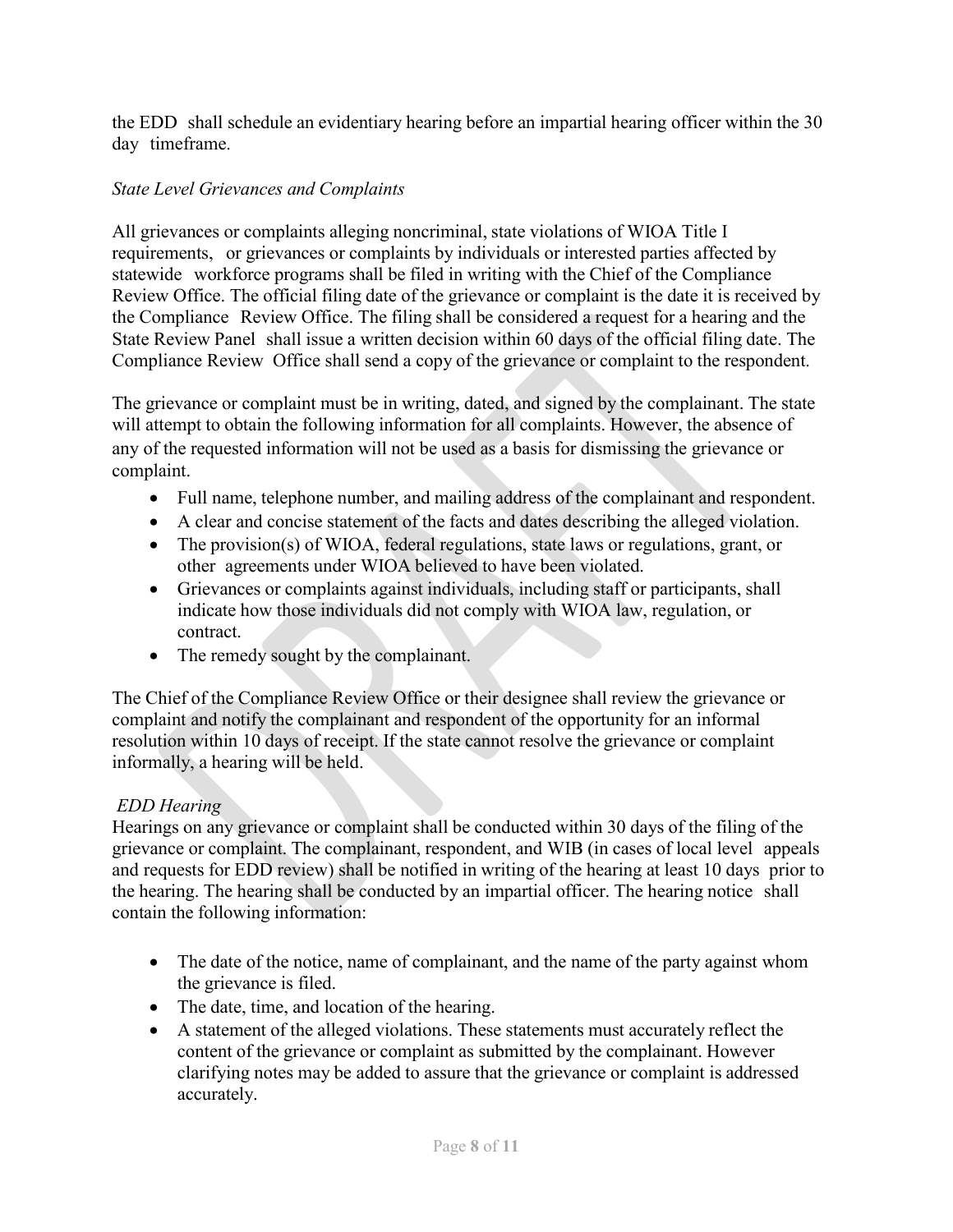the EDD shall schedule an evidentiary hearing before an impartial hearing officer within the 30 day timeframe.

*State Level Grievances and Complaints*

All grievances or complaints alleging noncriminal, state violations of WIOA Title I requirements, or grievances or complaints by individuals or interested parties affected by statewide workforce programs shall be filed in writing with the Chief of the Compliance Review Office. The official filing date of the grievance or complaint is the date it is received by the Compliance Review Office. The filing shall be considered a request for a hearing and the State Review Panel shall issue a written decision within 60 days of the official filing date. The Compliance Review Office shall send a copy of the grievance or complaint to the respondent.

The grievance or complaint must be in writing, dated, and signed by the complainant. The state will attempt to obtain the following information for all complaints. However, the absence of any of the requested information will not be used as a basis for dismissing the grievance or complaint.

- Full name, telephone number, and mailing address of the complainant and respondent.
- A clear and concise statement of the facts and dates describing the alleged violation.
- The provision(s) of WIOA, federal regulations, state laws or regulations, grant, or other agreements under WIOA believed to have been violated.
- Grievances or complaints against individuals, including staff or participants, shall indicate how those individuals did not comply with WIOA law, regulation, or contract.
- The remedy sought by the complainant.

The Chief of the Compliance Review Office or their designee shall review the grievance or complaint and notify the complainant and respondent of the opportunity for an informal resolution within 10 days of receipt. If the state cannot resolve the grievance or complaint informally, a hearing will be held.

*EDD Hearing*

Hearings on any grievance or complaint shall be conducted within 30 days of the filing of the grievance or complaint. The complainant, respondent, and WIB (in cases of local level appeals and requests for EDD review) shall be notified in writing of the hearing at least 10 days prior to the hearing. The hearing shall be conducted by an impartial officer. The hearing notice shall contain the following information:

- The date of the notice, name of complainant, and the name of the party against whom the grievance is filed.
- The date, time, and location of the hearing.
- A statement of the alleged violations. These statements must accurately reflect the content of the grievance or complaint as submitted by the complainant. However clarifying notes may be added to assure that the grievance or complaint is addressed accurately.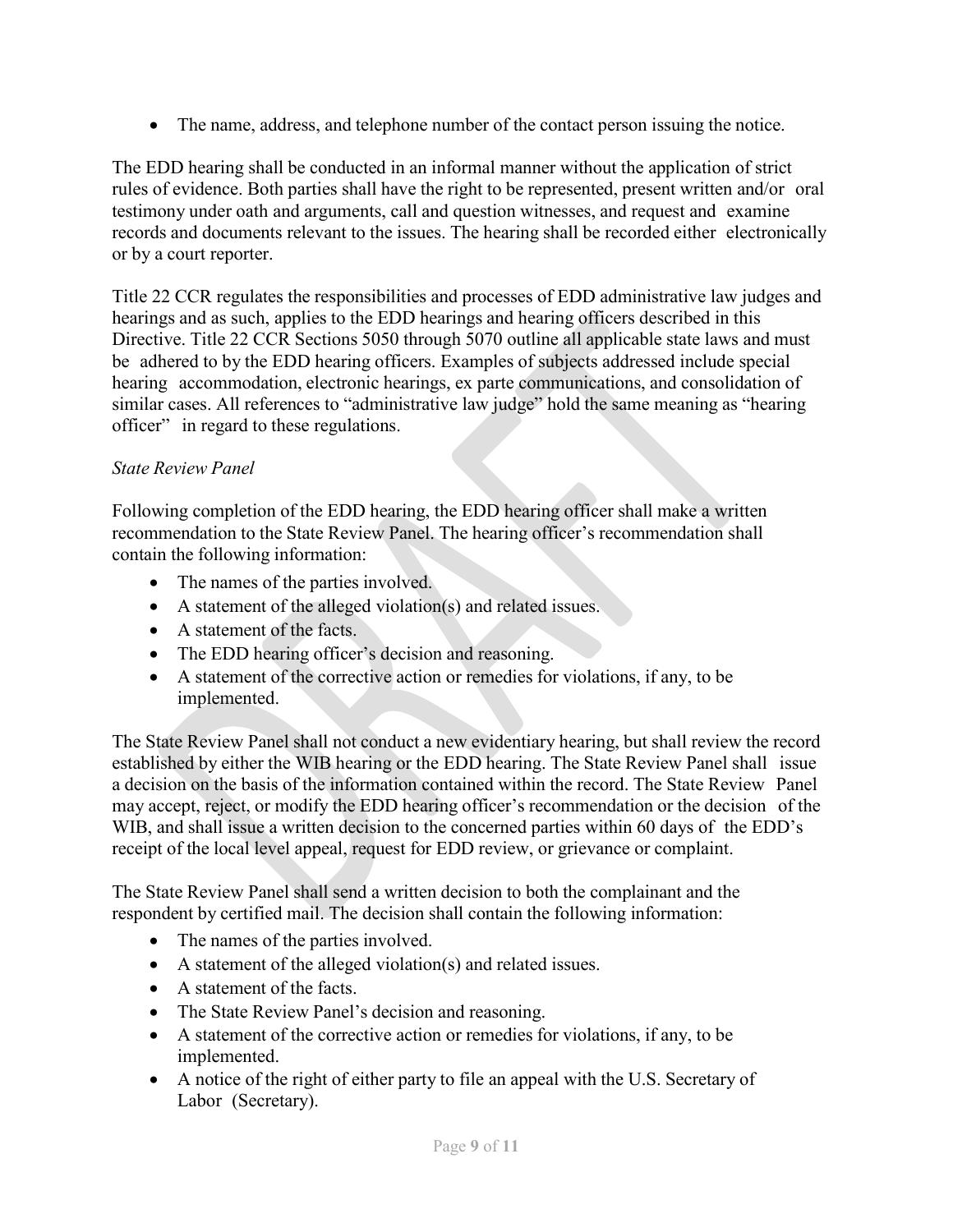- The name, address, and telephone number of the contact person issuing the notice.

The EDD hearing shall be conducted in an informal manner without the application of strict rules of evidence. Both parties shall have the right to be represented, present written and/or oral testimony under oath and arguments, call and question witnesses, and request and examine records and documents relevant to the issues. The hearing shall be recorded either electronically or by a court reporter.

Title 22 CCR regulates the responsibilities and processes of EDD administrative law judges and hearings and as such, applies to the EDD hearings and hearing officers described in this Directive. Title 22 CCR Sections 5050 through 5070 outline all applicable state laws and must be adhered to by the EDD hearing officers. Examples of subjects addressed include special hearing accommodation, electronic hearings, ex parte communications, and consolidation of similar cases. All references to "administrative law judge" hold the same meaning as "hearing officer" in regard to these regulations.

*State Review Panel*

Following completion of the EDD hearing, the EDD hearing officer shall make a written recommendation to the State Review Panel. The hearing officer's recommendation shall contain the following information:

- The names of the parties involved.
- A statement of the alleged violation(s) and related issues.
- A statement of the facts.
- The EDD hearing officer's decision and reasoning.
- A statement of the corrective action or remedies for violations, if any, to be implemented.

The State Review Panel shall not conduct a new evidentiary hearing, but shall review the record established by either the WIB hearing or the EDD hearing. The State Review Panel shall issue a decision on the basis of the information contained within the record. The State Review Panel may accept, reject, or modify the EDD hearing officer's recommendation or the decision of the WIB, and shall issue a written decision to the concerned parties within 60 days of the EDD's receipt of the local level appeal, request for EDD review, or grievance or complaint.

The State Review Panel shall send a written decision to both the complainant and the respondent by certified mail. The decision shall contain the following information:

- The names of the parties involved.
- A statement of the alleged violation(s) and related issues.
- A statement of the facts.
- The State Review Panel's decision and reasoning.
- A statement of the corrective action or remedies for violations, if any, to be implemented.
- A notice of the right of either party to file an appeal with the U.S. Secretary of Labor (Secretary).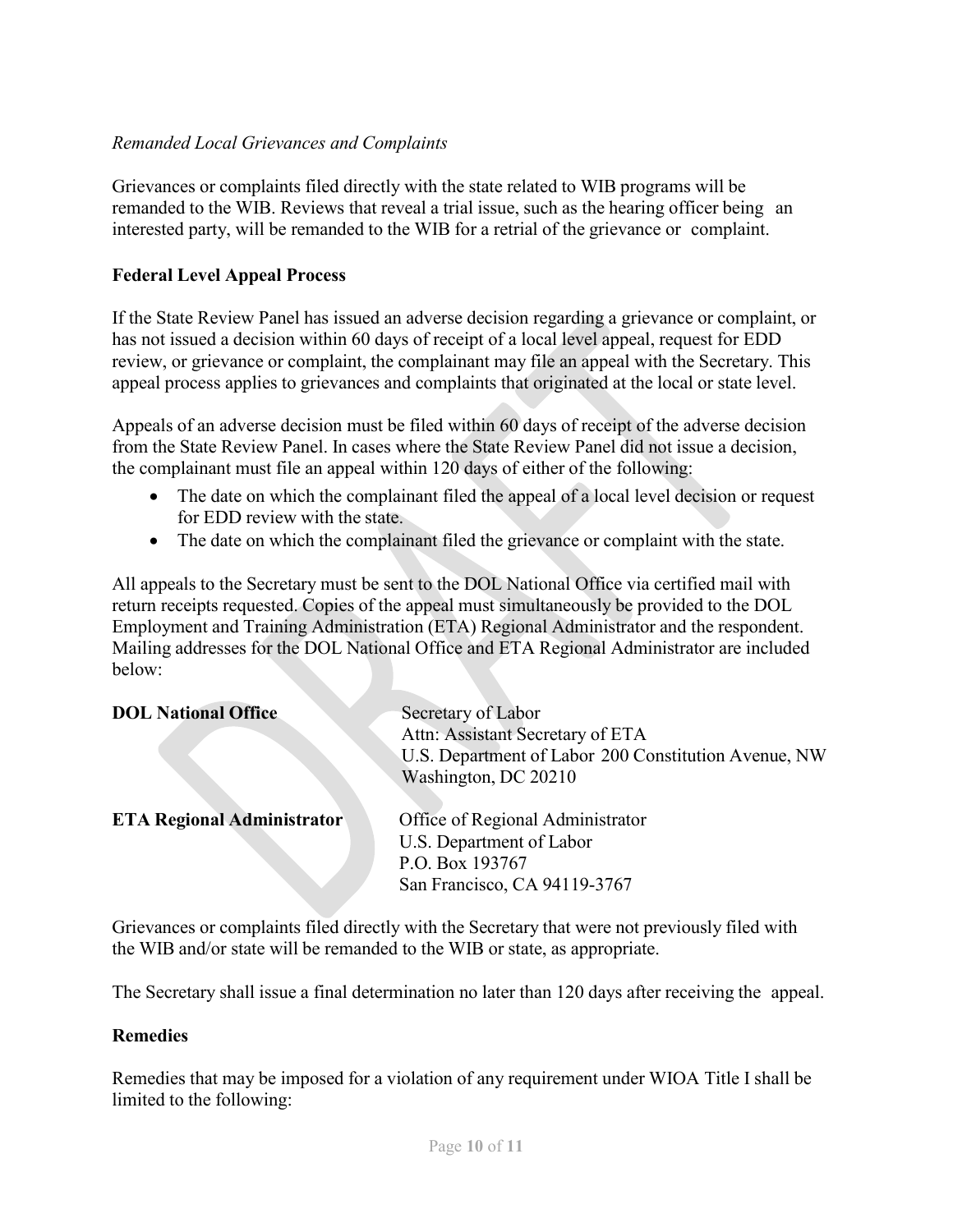*Remanded Local Grievances and Complaints*

Grievances or complaints filed directly with the state related to WIB programs will be remanded to the WIB. Reviews that reveal a trial issue, such as the hearing officer being an interested party, will be remanded to the WIB for a retrial of the grievance or complaint.

**Federal Level Appeal Process**

If the State Review Panel has issued an adverse decision regarding a grievance or complaint, or has not issued a decision within 60 days of receipt of a local level appeal, request for EDD review, or grievance or complaint, the complainant may file an appeal with the Secretary. This appeal process applies to grievances and complaints that originated at the local or state level.

Appeals of an adverse decision must be filed within 60 days of receipt of the adverse decision from the State Review Panel. In cases where the State Review Panel did not issue a decision, the complainant must file an appeal within 120 days of either of the following:

- The date on which the complainant filed the appeal of a local level decision or request for EDD review with the state.
- The date on which the complainant filed the grievance or complaint with the state.

All appeals to the Secretary must be sent to the DOL National Office via certified mail with return receipts requested. Copies of the appeal must simultaneously be provided to the DOL Employment and Training Administration (ETA) Regional Administrator and the respondent. Mailing addresses for the DOL National Office and ETA Regional Administrator are included below:

**DOL National Office**

Secretary of Labor
Attn: Assistant Secretary of ETA
U.S. Department of Labor 200 Constitution Avenue, NW
Washington, DC 20210

**ETA Regional Administrator**

Office of Regional Administrator
U.S. Department of Labor
P.O. Box 193767
San Francisco, CA 94119-3767

Grievances or complaints filed directly with the Secretary that were not previously filed with the WIB and/or state will be remanded to the WIB or state, as appropriate.

The Secretary shall issue a final determination no later than 120 days after receiving the appeal.

**Remedies**

Remedies that may be imposed for a violation of any requirement under WIOA Title I shall be limited to the following: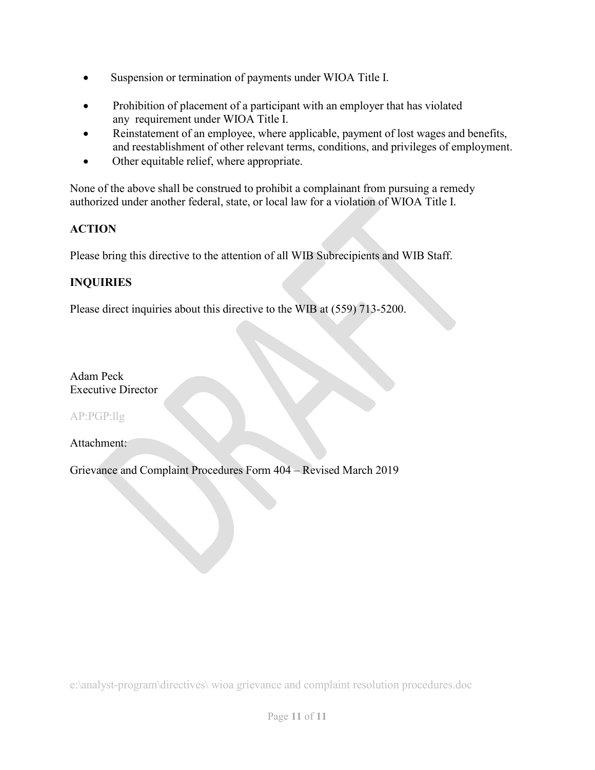- Suspension or termination of payments under WIOA Title I.
- Prohibition of placement of a participant with an employer that has violated any requirement under WIOA Title I.
- Reinstatement of an employee, where applicable, payment of lost wages and benefits, and reestablishment of other relevant terms, conditions, and privileges of employment.
- Other equitable relief, where appropriate.

None of the above shall be construed to prohibit a complainant from pursuing a remedy authorized under another federal, state, or local law for a violation of WIOA Title I.

**ACTION**

Please bring this directive to the attention of all WIB Subrecipients and WIB Staff.

**INQUIRIES**

Please direct inquiries about this directive to the WIB at (559) 713-5200.

Adam Peck
Executive Director

AP:PGP:llg

Attachment:

Grievance and Complaint Procedures Form 404 – Revised March 2019

e:\analyst-program\directives\ wioa grievance and complaint resolution procedures.doc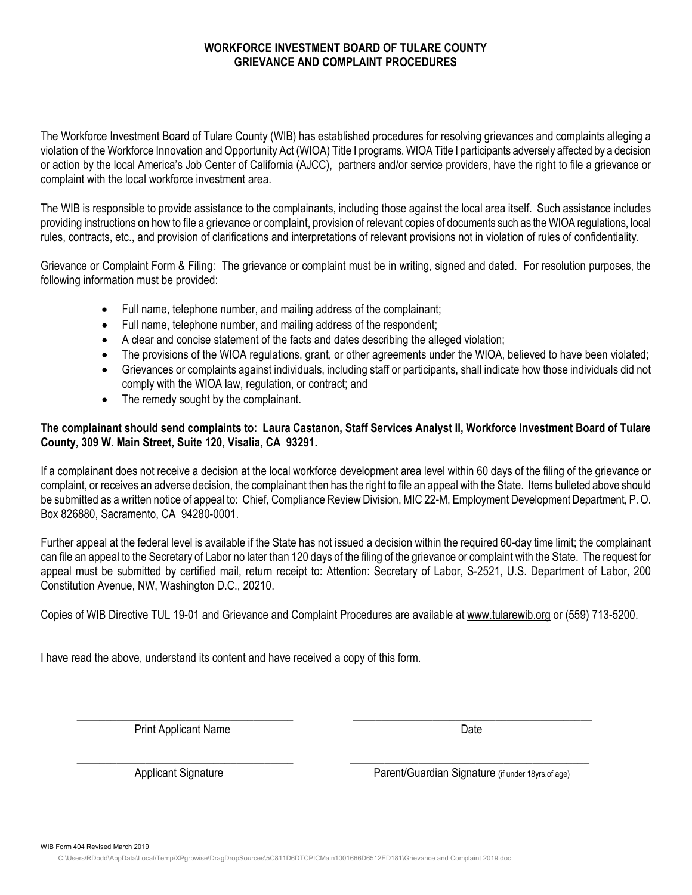# WORKFORCE INVESTMENT BOARD OF TULARE COUNTY
# GRIEVANCE AND COMPLAINT PROCEDURES

The Workforce Investment Board of Tulare County (WIB) has established procedures for resolving grievances and complaints alleging a violation of the Workforce Innovation and Opportunity Act (WIOA) Title I programs. WIOA Title I participants adversely affected by a decision or action by the local America's Job Center of California (AJCC), partners and/or service providers, have the right to file a grievance or complaint with the local workforce investment area.

The WIB is responsible to provide assistance to the complainants, including those against the local area itself. Such assistance includes providing instructions on how to file a grievance or complaint, provision of relevant copies of documents such as the WIOA regulations, local rules, contracts, etc., and provision of clarifications and interpretations of relevant provisions not in violation of rules of confidentiality.

Grievance or Complaint Form & Filing: The grievance or complaint must be in writing, signed and dated. For resolution purposes, the following information must be provided:

- Full name, telephone number, and mailing address of the complainant;
- Full name, telephone number, and mailing address of the respondent;
- A clear and concise statement of the facts and dates describing the alleged violation;
- The provisions of the WIOA regulations, grant, or other agreements under the WIOA, believed to have been violated;
- Grievances or complaints against individuals, including staff or participants, shall indicate how those individuals did not comply with the WIOA law, regulation, or contract; and
- The remedy sought by the complainant.

**The complainant should send complaints to: Laura Castanon, Staff Services Analyst II, Workforce Investment Board of Tulare County, 309 W. Main Street, Suite 120, Visalia, CA 93291.**

If a complainant does not receive a decision at the local workforce development area level within 60 days of the filing of the grievance or complaint, or receives an adverse decision, the complainant then has the right to file an appeal with the State. Items bulleted above should be submitted as a written notice of appeal to: Chief, Compliance Review Division, MIC 22-M, Employment Development Department, P. O. Box 826880, Sacramento, CA 94280-0001.

Further appeal at the federal level is available if the State has not issued a decision within the required 60-day time limit; the complainant can file an appeal to the Secretary of Labor no later than 120 days of the filing of the grievance or complaint with the State. The request for appeal must be submitted by certified mail, return receipt to: Attention: Secretary of Labor, S-2521, U.S. Department of Labor, 200 Constitution Avenue, NW, Washington D.C., 20210.

Copies of WIB Directive TUL 19-01 and Grievance and Complaint Procedures are available at www.tularewib.org or (559) 713-5200.

I have read the above, understand its content and have received a copy of this form.

\_\_\_\_\_\_\_\_\_\_\_\_\_\_\_\_\_\_\_\_\_\_\_\_\_\_\_\_\_\_\_\_\_\_\_\_\_\_
Print Applicant Name

\_\_\_\_\_\_\_\_\_\_\_\_\_\_\_\_\_\_\_\_\_\_\_\_\_\_\_\_\_\_\_\_\_\_\_\_\_\_
Date

\_\_\_\_\_\_\_\_\_\_\_\_\_\_\_\_\_\_\_\_\_\_\_\_\_\_\_\_\_\_\_\_\_\_\_\_\_\_
Applicant Signature

\_\_\_\_\_\_\_\_\_\_\_\_\_\_\_\_\_\_\_\_\_\_\_\_\_\_\_\_\_\_\_\_\_\_\_\_\_\_
Parent/Guardian Signature (if under 18yrs.of age)

WIB Form 404 Revised March 2019

C:\Users\RDodd\AppData\Local\Temp\XPgrpwise\DragDropSources\5C811D6DTCPICMain1001666D6512ED181\Grievance and Complaint 2019.doc